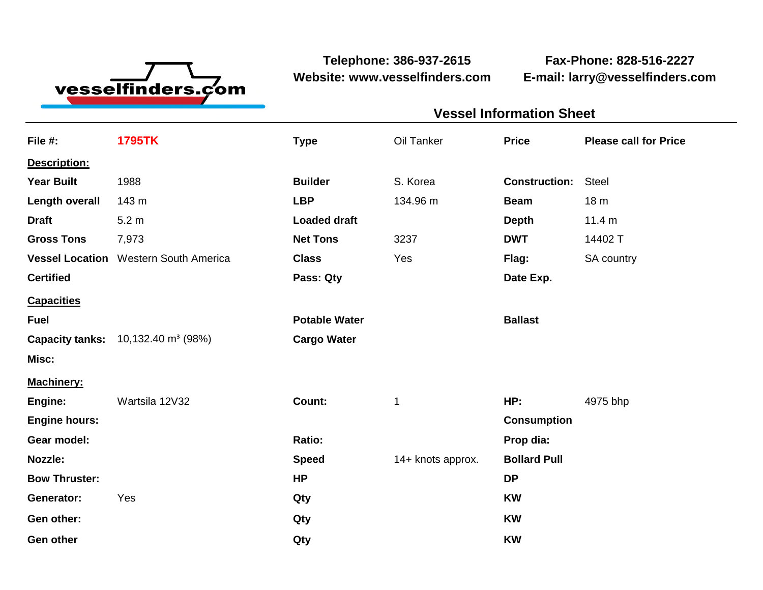vesselfinders.com

Telephone: 386-937-2615
Website: www.vesselfinders.com

Fax-Phone: 828-516-2227
E-mail: larry@vesselfinders.com

## Vessel Information Sheet

| | | | | | |
|---|---|---|---|---|---|
| **File #:** | **1795TK** | **Type** | Oil Tanker | **Price** | **Please call for Price** |
| **Description:** | | | | | |
| **Year Built** | 1988 | **Builder** | S. Korea | **Construction:** | Steel |
| **Length overall** | 143 m | **LBP** | 134.96 m | **Beam** | 18 m |
| **Draft** | 5.2 m | **Loaded draft** | | **Depth** | 11.4 m |
| **Gross Tons** | 7,973 | **Net Tons** | 3237 | **DWT** | 14402 T |
| **Vessel Location** | Western South America | **Class** | Yes | **Flag:** | SA country |
| **Certified** | | **Pass: Qty** | | **Date Exp.** | |
| **Capacities** | | | | | |
| **Fuel** | | **Potable Water** | | **Ballast** | |
| **Capacity tanks:** | 10,132.40 m³ (98%) | **Cargo Water** | | | |
| **Misc:** | | | | | |
| **Machinery:** | | | | | |
| **Engine:** | Wartsila 12V32 | **Count:** | 1 | **HP:** | 4975 bhp |
| **Engine hours:** | | | | **Consumption** | |
| **Gear model:** | | **Ratio:** | | **Prop dia:** | |
| **Nozzle:** | | **Speed** | 14+ knots approx. | **Bollard Pull** | |
| **Bow Thruster:** | | **HP** | | **DP** | |
| **Generator:** | Yes | **Qty** | | **KW** | |
| **Gen other:** | | **Qty** | | **KW** | |
| **Gen other** | | **Qty** | | **KW** | |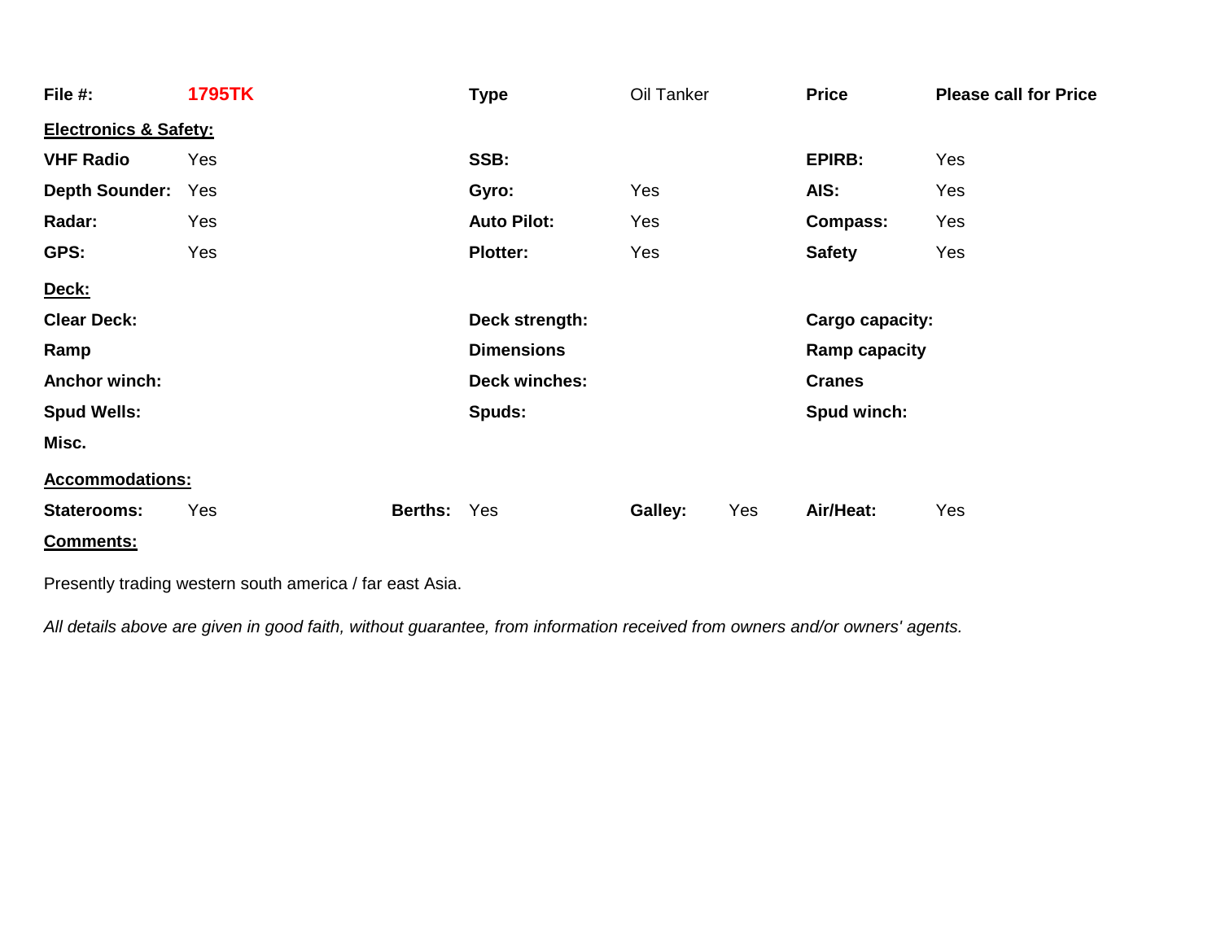| | | | | | |
|---|---|---|---|---|---|
| **File #:** | **1795TK** | **Type** | Oil Tanker | **Price** | **Please call for Price** |

**Electronics & Safety:**

| | | | | | |
|---|---|---|---|---|---|
| **VHF Radio** | Yes | **SSB:** | | **EPIRB:** | Yes |
| **Depth Sounder:** | Yes | **Gyro:** | Yes | **AIS:** | Yes |
| **Radar:** | Yes | **Auto Pilot:** | Yes | **Compass:** | Yes |
| **GPS:** | Yes | **Plotter:** | Yes | **Safety** | Yes |

**Deck:**

| | | |
|---|---|---|
| **Clear Deck:** | **Deck strength:** | **Cargo capacity:** |
| **Ramp** | **Dimensions** | **Ramp capacity** |
| **Anchor winch:** | **Deck winches:** | **Cranes** |
| **Spud Wells:** | **Spuds:** | **Spud winch:** |
| **Misc.** | | |

**Accommodations:**

| | | | | | | | |
|---|---|---|---|---|---|---|---|
| **Staterooms:** | Yes | **Berths:** | Yes | **Galley:** | Yes | **Air/Heat:** | Yes |

**Comments:**

Presently trading western south america / far east Asia.

*All details above are given in good faith, without guarantee, from information received from owners and/or owners' agents.*